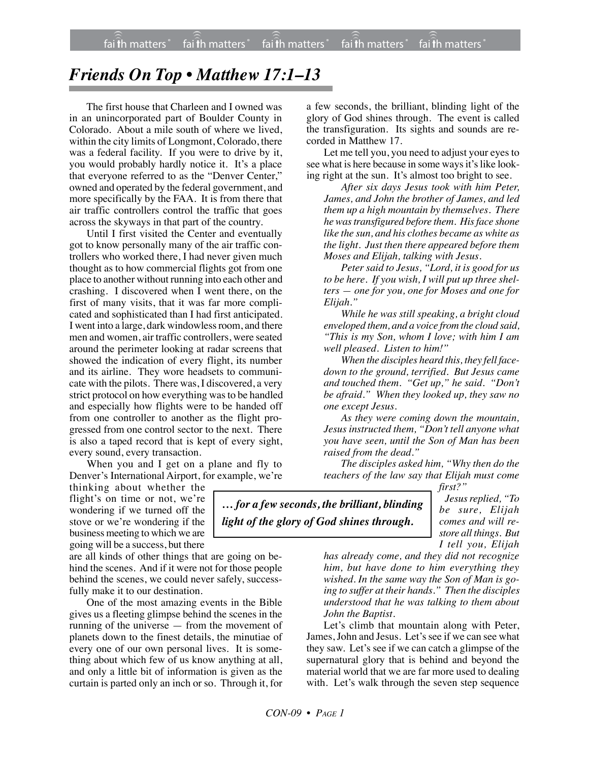# *Friends On Top • Matthew 17:1–13*

The first house that Charleen and I owned was in an unincorporated part of Boulder County in Colorado. About a mile south of where we lived, within the city limits of Longmont, Colorado, there was a federal facility. If you were to drive by it, you would probably hardly notice it. It's a place that everyone referred to as the "Denver Center," owned and operated by the federal government, and more specifically by the FAA. It is from there that air traffic controllers control the traffic that goes across the skyways in that part of the country.

Until I first visited the Center and eventually got to know personally many of the air traffic controllers who worked there, I had never given much thought as to how commercial flights got from one place to another without running into each other and crashing. I discovered when I went there, on the first of many visits, that it was far more complicated and sophisticated than I had first anticipated. I went into a large, dark windowless room, and there men and women, air traffic controllers, were seated around the perimeter looking at radar screens that showed the indication of every flight, its number and its airline. They wore headsets to communicate with the pilots. There was, I discovered, a very strict protocol on how everything was to be handled and especially how flights were to be handed off from one controller to another as the flight progressed from one control sector to the next. There is also a taped record that is kept of every sight, every sound, every transaction.

When you and I get on a plane and fly to Denver's International Airport, for example, we're thinking about whether the flight's on time or not, we're wondering if we turned off the stove or we're wondering if the business meeting to which we are going will be a success, but there are all kinds of other things that are going on behind the scenes. And if it were not for those people behind the scenes, we could never safely, successfully make it to our destination.

One of the most amazing events in the Bible gives us a fleeting glimpse behind the scenes in the running of the universe — from the movement of planets down to the finest details, the minutiae of every one of our own personal lives. It is something about which few of us know anything at all, and only a little bit of information is given as the curtain is parted only an inch or so. Through it, for a few seconds, the brilliant, blinding light of the glory of God shines through. The event is called the transfiguration. Its sights and sounds are recorded in Matthew 17.

Let me tell you, you need to adjust your eyes to see what is here because in some ways it's like looking right at the sun. It's almost too bright to see.

> *After six days Jesus took with him Peter, James, and John the brother of James, and led them up a high mountain by themselves. There he was transfigured before them. His face shone like the sun, and his clothes became as white as the light. Just then there appeared before them Moses and Elijah, talking with Jesus.*
>
> *Peter said to Jesus, "Lord, it is good for us to be here. If you wish, I will put up three shelters — one for you, one for Moses and one for Elijah."*
>
> *While he was still speaking, a bright cloud enveloped them, and a voice from the cloud said, "This is my Son, whom I love; with him I am well pleased. Listen to him!"*
>
> *When the disciples heard this, they fell facedown to the ground, terrified. But Jesus came and touched them. "Get up," he said. "Don't be afraid." When they looked up, they saw no one except Jesus.*
>
> *As they were coming down the mountain, Jesus instructed them, "Don't tell anyone what you have seen, until the Son of Man has been raised from the dead."*
>
> *The disciples asked him, "Why then do the teachers of the law say that Elijah must come first?"*
>
> *Jesus replied, "To be sure, Elijah comes and will restore all things. But I tell you, Elijah has already come, and they did not recognize him, but have done to him everything they wished. In the same way the Son of Man is going to suffer at their hands." Then the disciples understood that he was talking to them about John the Baptist.*

***… for a few seconds, the brilliant, blinding light of the glory of God shines through.***

Let's climb that mountain along with Peter, James, John and Jesus. Let's see if we can see what they saw. Let's see if we can catch a glimpse of the supernatural glory that is behind and beyond the material world that we are far more used to dealing with. Let's walk through the seven step sequence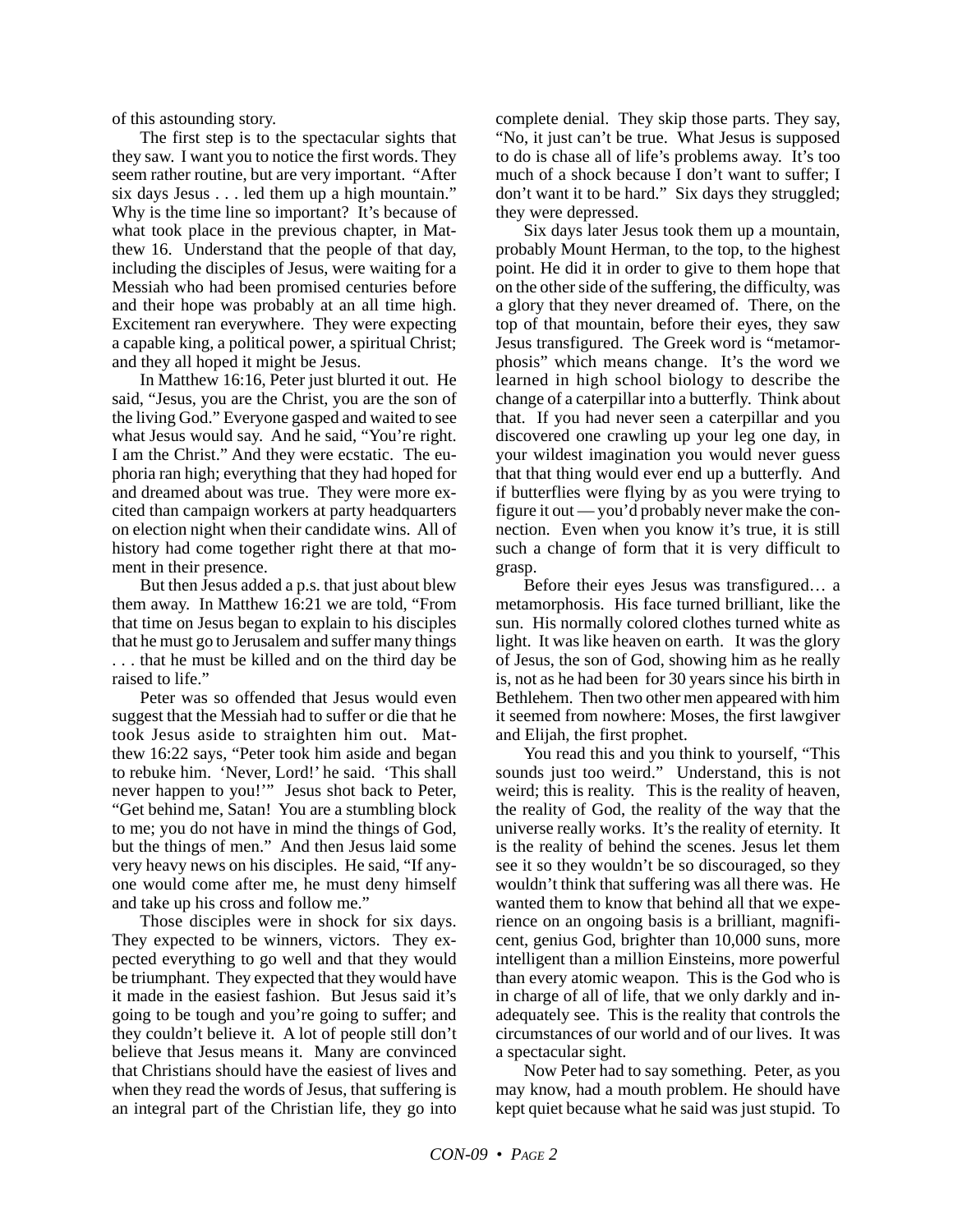of this astounding story.

The first step is to the spectacular sights that they saw. I want you to notice the first words. They seem rather routine, but are very important. "After six days Jesus . . . led them up a high mountain." Why is the time line so important? It's because of what took place in the previous chapter, in Matthew 16. Understand that the people of that day, including the disciples of Jesus, were waiting for a Messiah who had been promised centuries before and their hope was probably at an all time high. Excitement ran everywhere. They were expecting a capable king, a political power, a spiritual Christ; and they all hoped it might be Jesus.

In Matthew 16:16, Peter just blurted it out. He said, "Jesus, you are the Christ, you are the son of the living God." Everyone gasped and waited to see what Jesus would say. And he said, "You're right. I am the Christ." And they were ecstatic. The euphoria ran high; everything that they had hoped for and dreamed about was true. They were more excited than campaign workers at party headquarters on election night when their candidate wins. All of history had come together right there at that moment in their presence.

But then Jesus added a p.s. that just about blew them away. In Matthew 16:21 we are told, "From that time on Jesus began to explain to his disciples that he must go to Jerusalem and suffer many things . . . that he must be killed and on the third day be raised to life."

Peter was so offended that Jesus would even suggest that the Messiah had to suffer or die that he took Jesus aside to straighten him out. Matthew 16:22 says, "Peter took him aside and began to rebuke him. 'Never, Lord!' he said. 'This shall never happen to you!'" Jesus shot back to Peter, "Get behind me, Satan! You are a stumbling block to me; you do not have in mind the things of God, but the things of men." And then Jesus laid some very heavy news on his disciples. He said, "If anyone would come after me, he must deny himself and take up his cross and follow me."

Those disciples were in shock for six days. They expected to be winners, victors. They expected everything to go well and that they would be triumphant. They expected that they would have it made in the easiest fashion. But Jesus said it's going to be tough and you're going to suffer; and they couldn't believe it. A lot of people still don't believe that Jesus means it. Many are convinced that Christians should have the easiest of lives and when they read the words of Jesus, that suffering is an integral part of the Christian life, they go into complete denial. They skip those parts. They say, "No, it just can't be true. What Jesus is supposed to do is chase all of life's problems away. It's too much of a shock because I don't want to suffer; I don't want it to be hard." Six days they struggled; they were depressed.

Six days later Jesus took them up a mountain, probably Mount Herman, to the top, to the highest point. He did it in order to give to them hope that on the other side of the suffering, the difficulty, was a glory that they never dreamed of. There, on the top of that mountain, before their eyes, they saw Jesus transfigured. The Greek word is "metamorphosis" which means change. It's the word we learned in high school biology to describe the change of a caterpillar into a butterfly. Think about that. If you had never seen a caterpillar and you discovered one crawling up your leg one day, in your wildest imagination you would never guess that that thing would ever end up a butterfly. And if butterflies were flying by as you were trying to figure it out — you'd probably never make the connection. Even when you know it's true, it is still such a change of form that it is very difficult to grasp.

Before their eyes Jesus was transfigured… a metamorphosis. His face turned brilliant, like the sun. His normally colored clothes turned white as light. It was like heaven on earth. It was the glory of Jesus, the son of God, showing him as he really is, not as he had been for 30 years since his birth in Bethlehem. Then two other men appeared with him it seemed from nowhere: Moses, the first lawgiver and Elijah, the first prophet.

You read this and you think to yourself, "This sounds just too weird." Understand, this is not weird; this is reality. This is the reality of heaven, the reality of God, the reality of the way that the universe really works. It's the reality of eternity. It is the reality of behind the scenes. Jesus let them see it so they wouldn't be so discouraged, so they wouldn't think that suffering was all there was. He wanted them to know that behind all that we experience on an ongoing basis is a brilliant, magnificent, genius God, brighter than 10,000 suns, more intelligent than a million Einsteins, more powerful than every atomic weapon. This is the God who is in charge of all of life, that we only darkly and inadequately see. This is the reality that controls the circumstances of our world and of our lives. It was a spectacular sight.

Now Peter had to say something. Peter, as you may know, had a mouth problem. He should have kept quiet because what he said was just stupid. To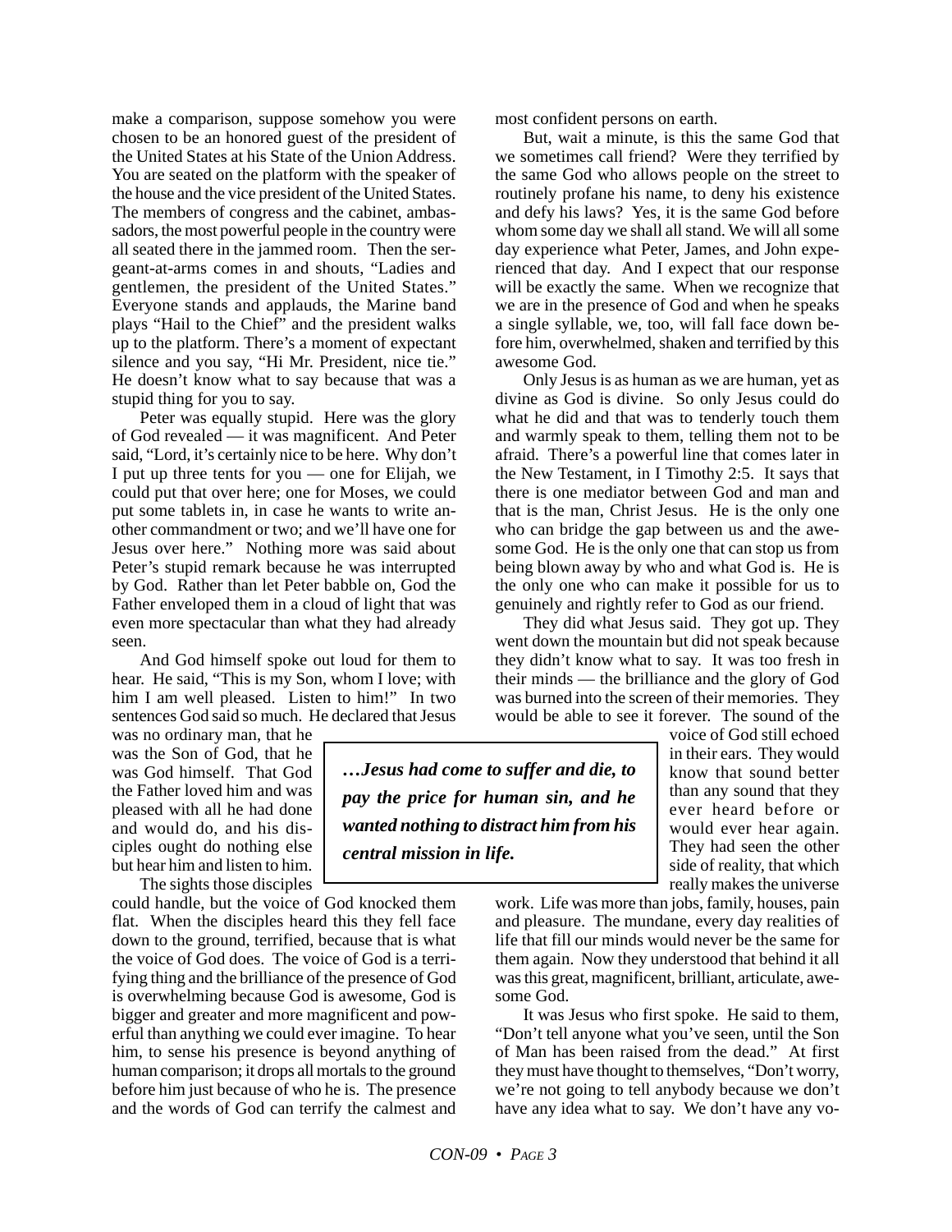make a comparison, suppose somehow you were chosen to be an honored guest of the president of the United States at his State of the Union Address. You are seated on the platform with the speaker of the house and the vice president of the United States. The members of congress and the cabinet, ambassadors, the most powerful people in the country were all seated there in the jammed room. Then the sergeant-at-arms comes in and shouts, "Ladies and gentlemen, the president of the United States." Everyone stands and applauds, the Marine band plays "Hail to the Chief" and the president walks up to the platform. There's a moment of expectant silence and you say, "Hi Mr. President, nice tie." He doesn't know what to say because that was a stupid thing for you to say.

Peter was equally stupid. Here was the glory of God revealed — it was magnificent. And Peter said, "Lord, it's certainly nice to be here. Why don't I put up three tents for you — one for Elijah, we could put that over here; one for Moses, we could put some tablets in, in case he wants to write another commandment or two; and we'll have one for Jesus over here." Nothing more was said about Peter's stupid remark because he was interrupted by God. Rather than let Peter babble on, God the Father enveloped them in a cloud of light that was even more spectacular than what they had already seen.

And God himself spoke out loud for them to hear. He said, "This is my Son, whom I love; with him I am well pleased. Listen to him!" In two sentences God said so much. He declared that Jesus was no ordinary man, that he was the Son of God, that he was God himself. That God the Father loved him and was pleased with all he had done and would do, and his disciples ought do nothing else but hear him and listen to him.

> ***…Jesus had come to suffer and die, to pay the price for human sin, and he wanted nothing to distract him from his central mission in life.***

The sights those disciples could handle, but the voice of God knocked them flat. When the disciples heard this they fell face down to the ground, terrified, because that is what the voice of God does. The voice of God is a terrifying thing and the brilliance of the presence of God is overwhelming because God is awesome, God is bigger and greater and more magnificent and powerful than anything we could ever imagine. To hear him, to sense his presence is beyond anything of human comparison; it drops all mortals to the ground before him just because of who he is. The presence and the words of God can terrify the calmest and most confident persons on earth.

But, wait a minute, is this the same God that we sometimes call friend? Were they terrified by the same God who allows people on the street to routinely profane his name, to deny his existence and defy his laws? Yes, it is the same God before whom some day we shall all stand. We will all some day experience what Peter, James, and John experienced that day. And I expect that our response will be exactly the same. When we recognize that we are in the presence of God and when he speaks a single syllable, we, too, will fall face down before him, overwhelmed, shaken and terrified by this awesome God.

Only Jesus is as human as we are human, yet as divine as God is divine. So only Jesus could do what he did and that was to tenderly touch them and warmly speak to them, telling them not to be afraid. There's a powerful line that comes later in the New Testament, in I Timothy 2:5. It says that there is one mediator between God and man and that is the man, Christ Jesus. He is the only one who can bridge the gap between us and the awesome God. He is the only one that can stop us from being blown away by who and what God is. He is the only one who can make it possible for us to genuinely and rightly refer to God as our friend.

They did what Jesus said. They got up. They went down the mountain but did not speak because they didn't know what to say. It was too fresh in their minds — the brilliance and the glory of God was burned into the screen of their memories. They would be able to see it forever. The sound of the voice of God still echoed in their ears. They would know that sound better than any sound that they ever heard before or would ever hear again. They had seen the other side of reality, that which really makes the universe work. Life was more than jobs, family, houses, pain and pleasure. The mundane, every day realities of life that fill our minds would never be the same for them again. Now they understood that behind it all was this great, magnificent, brilliant, articulate, awesome God.

It was Jesus who first spoke. He said to them, "Don't tell anyone what you've seen, until the Son of Man has been raised from the dead." At first they must have thought to themselves, "Don't worry, we're not going to tell anybody because we don't have any idea what to say. We don't have any vo-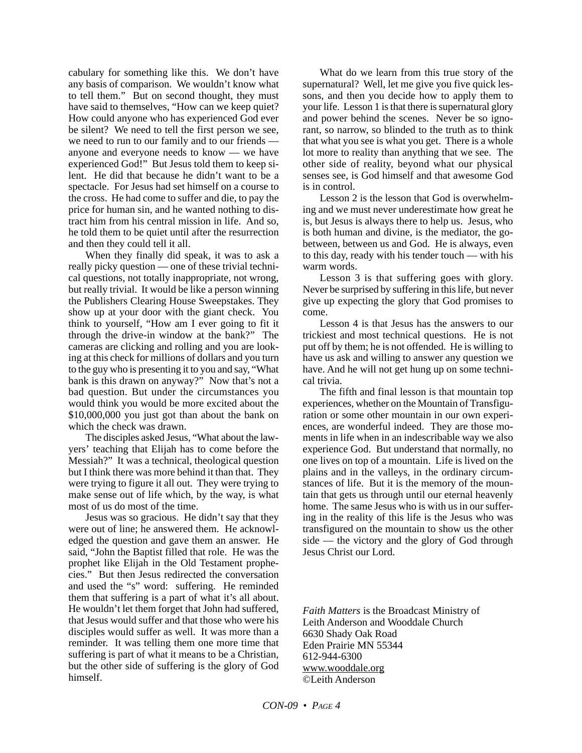cabulary for something like this. We don't have any basis of comparison. We wouldn't know what to tell them." But on second thought, they must have said to themselves, "How can we keep quiet? How could anyone who has experienced God ever be silent? We need to tell the first person we see, we need to run to our family and to our friends — anyone and everyone needs to know — we have experienced God!" But Jesus told them to keep silent. He did that because he didn't want to be a spectacle. For Jesus had set himself on a course to the cross. He had come to suffer and die, to pay the price for human sin, and he wanted nothing to distract him from his central mission in life. And so, he told them to be quiet until after the resurrection and then they could tell it all.

When they finally did speak, it was to ask a really picky question — one of these trivial technical questions, not totally inappropriate, not wrong, but really trivial. It would be like a person winning the Publishers Clearing House Sweepstakes. They show up at your door with the giant check. You think to yourself, "How am I ever going to fit it through the drive-in window at the bank?" The cameras are clicking and rolling and you are looking at this check for millions of dollars and you turn to the guy who is presenting it to you and say, "What bank is this drawn on anyway?" Now that's not a bad question. But under the circumstances you would think you would be more excited about the $10,000,000 you just got than about the bank on which the check was drawn.

The disciples asked Jesus, "What about the lawyers' teaching that Elijah has to come before the Messiah?" It was a technical, theological question but I think there was more behind it than that. They were trying to figure it all out. They were trying to make sense out of life which, by the way, is what most of us do most of the time.

Jesus was so gracious. He didn't say that they were out of line; he answered them. He acknowledged the question and gave them an answer. He said, "John the Baptist filled that role. He was the prophet like Elijah in the Old Testament prophecies." But then Jesus redirected the conversation and used the "s" word: suffering. He reminded them that suffering is a part of what it's all about. He wouldn't let them forget that John had suffered, that Jesus would suffer and that those who were his disciples would suffer as well. It was more than a reminder. It was telling them one more time that suffering is part of what it means to be a Christian, but the other side of suffering is the glory of God himself.

What do we learn from this true story of the supernatural? Well, let me give you five quick lessons, and then you decide how to apply them to your life. Lesson 1 is that there is supernatural glory and power behind the scenes. Never be so ignorant, so narrow, so blinded to the truth as to think that what you see is what you get. There is a whole lot more to reality than anything that we see. The other side of reality, beyond what our physical senses see, is God himself and that awesome God is in control.

Lesson 2 is the lesson that God is overwhelming and we must never underestimate how great he is, but Jesus is always there to help us. Jesus, who is both human and divine, is the mediator, the go-between, between us and God. He is always, even to this day, ready with his tender touch — with his warm words.

Lesson 3 is that suffering goes with glory. Never be surprised by suffering in this life, but never give up expecting the glory that God promises to come.

Lesson 4 is that Jesus has the answers to our trickiest and most technical questions. He is not put off by them; he is not offended. He is willing to have us ask and willing to answer any question we have. And he will not get hung up on some technical trivia.

The fifth and final lesson is that mountain top experiences, whether on the Mountain of Transfiguration or some other mountain in our own experiences, are wonderful indeed. They are those moments in life when in an indescribable way we also experience God. But understand that normally, no one lives on top of a mountain. Life is lived on the plains and in the valleys, in the ordinary circumstances of life. But it is the memory of the mountain that gets us through until our eternal heavenly home. The same Jesus who is with us in our suffering in the reality of this life is the Jesus who was transfigured on the mountain to show us the other side — the victory and the glory of God through Jesus Christ our Lord.

*Faith Matters* is the Broadcast Ministry of
Leith Anderson and Wooddale Church
6630 Shady Oak Road
Eden Prairie MN 55344
612-944-6300
www.wooddale.org
©Leith Anderson